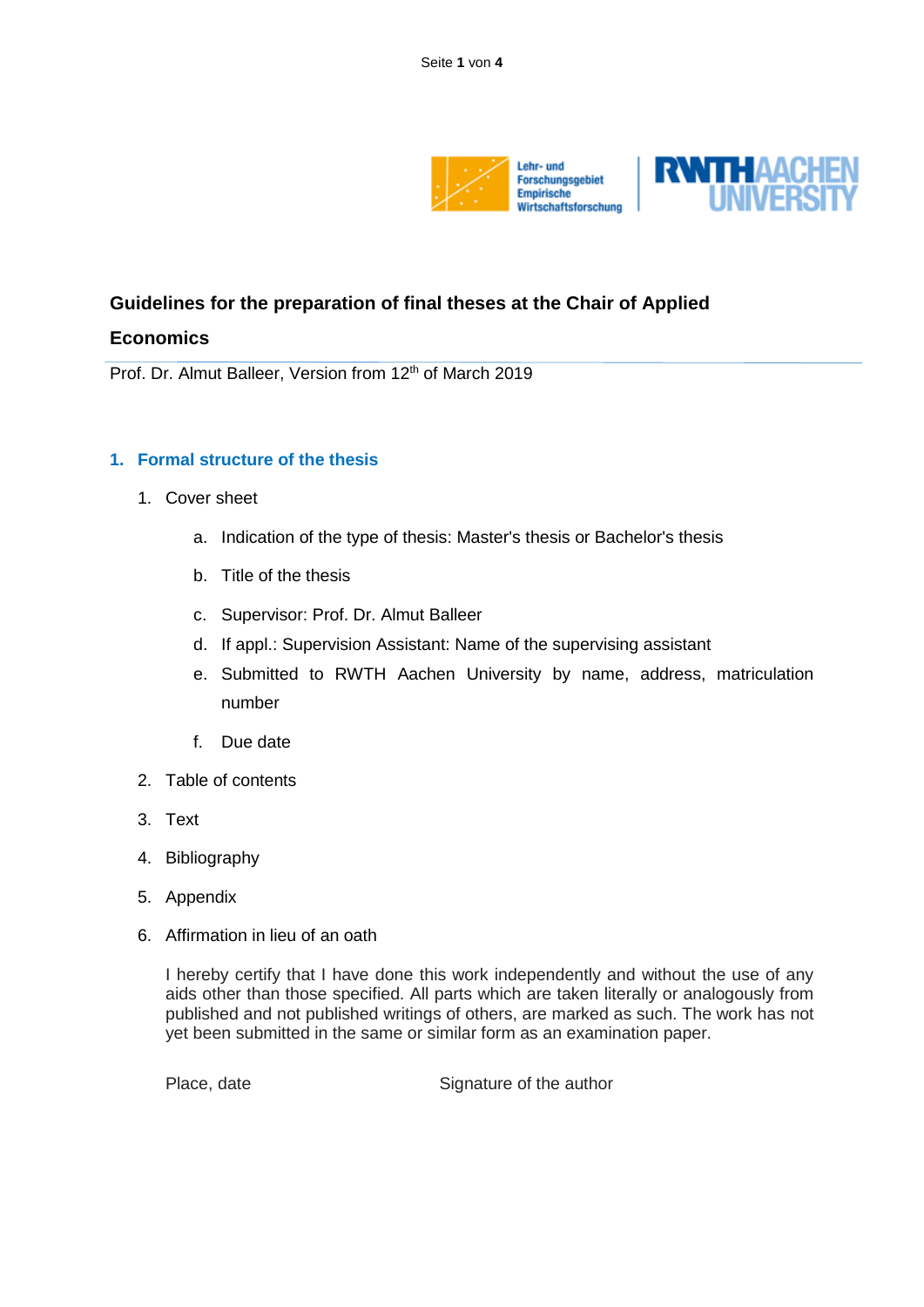# Guidelines for the preparation of final theses at the Chair of Applied Economics

Prof. Dr. Almut Balleer, Version from 12th of March 2019

## 1. Formal structure of the thesis

1. Cover sheet
   a. Indication of the type of thesis: Master's thesis or Bachelor's thesis
   b. Title of the thesis
   c. Supervisor: Prof. Dr. Almut Balleer
   d. If appl.: Supervision Assistant: Name of the supervising assistant
   e. Submitted to RWTH Aachen University by name, address, matriculation number
   f. Due date
2. Table of contents
3. Text
4. Bibliography
5. Appendix
6. Affirmation in lieu of an oath

   I hereby certify that I have done this work independently and without the use of any aids other than those specified. All parts which are taken literally or analogously from published and not published writings of others, are marked as such. The work has not yet been submitted in the same or similar form as an examination paper.

   Place, date Signature of the author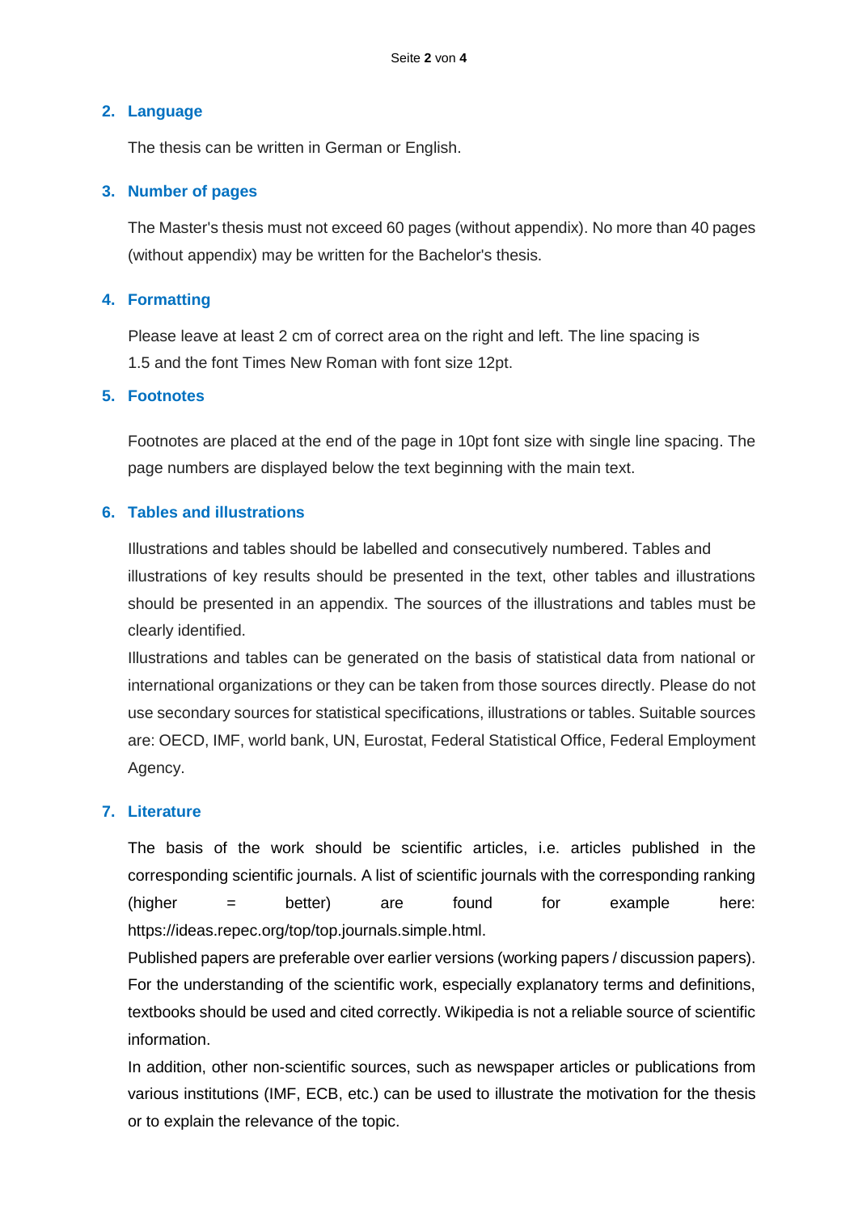## 2. Language

The thesis can be written in German or English.

## 3. Number of pages

The Master's thesis must not exceed 60 pages (without appendix). No more than 40 pages (without appendix) may be written for the Bachelor's thesis.

## 4. Formatting

Please leave at least 2 cm of correct area on the right and left. The line spacing is 1.5 and the font Times New Roman with font size 12pt.

## 5. Footnotes

Footnotes are placed at the end of the page in 10pt font size with single line spacing. The page numbers are displayed below the text beginning with the main text.

## 6. Tables and illustrations

Illustrations and tables should be labelled and consecutively numbered. Tables and illustrations of key results should be presented in the text, other tables and illustrations should be presented in an appendix. The sources of the illustrations and tables must be clearly identified.

Illustrations and tables can be generated on the basis of statistical data from national or international organizations or they can be taken from those sources directly. Please do not use secondary sources for statistical specifications, illustrations or tables. Suitable sources are: OECD, IMF, world bank, UN, Eurostat, Federal Statistical Office, Federal Employment Agency.

## 7. Literature

The basis of the work should be scientific articles, i.e. articles published in the corresponding scientific journals. A list of scientific journals with the corresponding ranking (higher = better) are found for example here: https://ideas.repec.org/top/top.journals.simple.html.

Published papers are preferable over earlier versions (working papers / discussion papers). For the understanding of the scientific work, especially explanatory terms and definitions, textbooks should be used and cited correctly. Wikipedia is not a reliable source of scientific information.

In addition, other non-scientific sources, such as newspaper articles or publications from various institutions (IMF, ECB, etc.) can be used to illustrate the motivation for the thesis or to explain the relevance of the topic.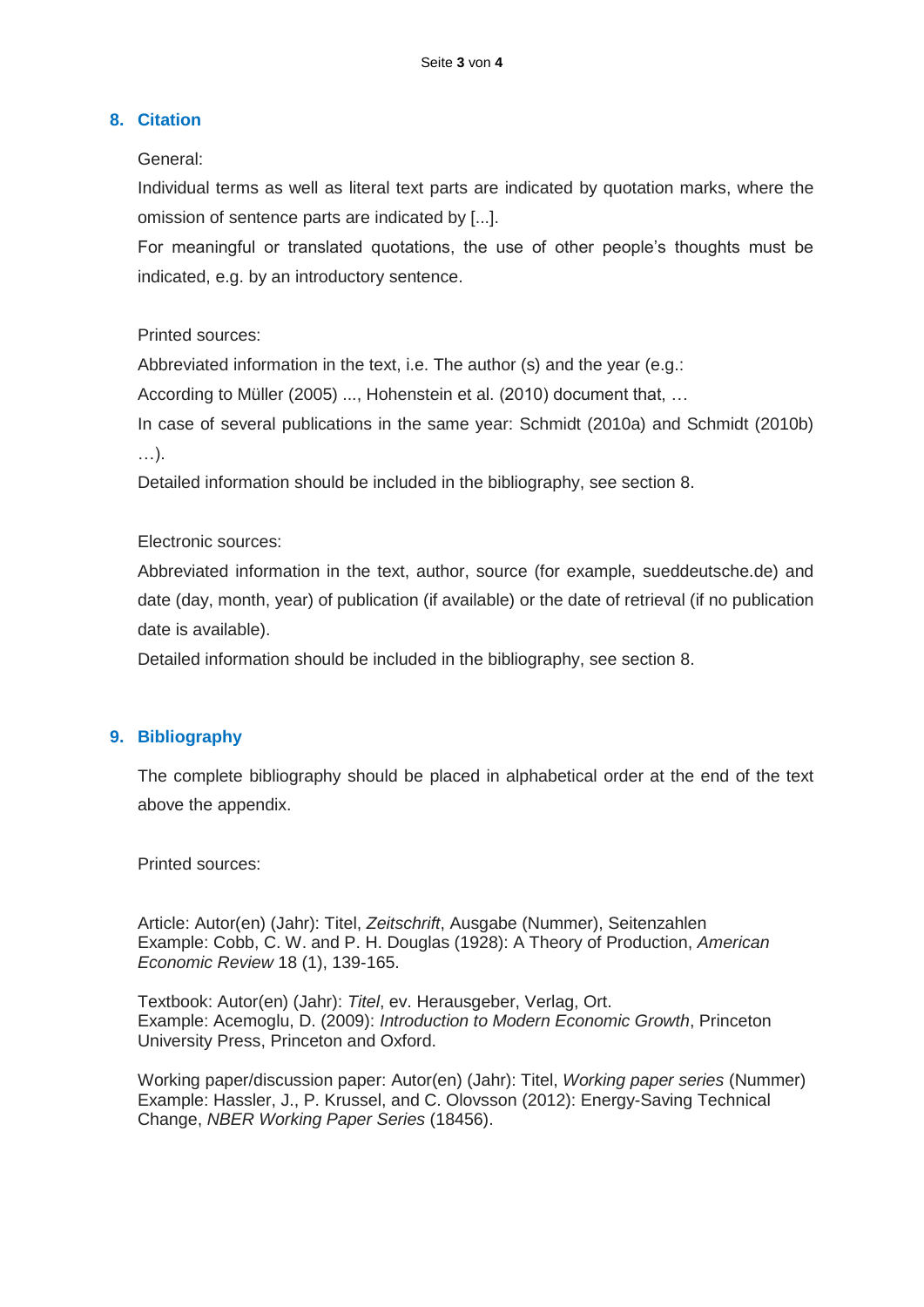## 8. Citation

General:

Individual terms as well as literal text parts are indicated by quotation marks, where the omission of sentence parts are indicated by [...].

For meaningful or translated quotations, the use of other people's thoughts must be indicated, e.g. by an introductory sentence.

Printed sources:

Abbreviated information in the text, i.e. The author (s) and the year (e.g.:

According to Müller (2005) ..., Hohenstein et al. (2010) document that, …

In case of several publications in the same year: Schmidt (2010a) and Schmidt (2010b) …).

Detailed information should be included in the bibliography, see section 8.

Electronic sources:

Abbreviated information in the text, author, source (for example, sueddeutsche.de) and date (day, month, year) of publication (if available) or the date of retrieval (if no publication date is available).

Detailed information should be included in the bibliography, see section 8.

## 9. Bibliography

The complete bibliography should be placed in alphabetical order at the end of the text above the appendix.

Printed sources:

Article: Autor(en) (Jahr): Titel, *Zeitschrift*, Ausgabe (Nummer), Seitenzahlen
Example: Cobb, C. W. and P. H. Douglas (1928): A Theory of Production, *American Economic Review* 18 (1), 139-165.

Textbook: Autor(en) (Jahr): *Titel*, ev. Herausgeber, Verlag, Ort.
Example: Acemoglu, D. (2009): *Introduction to Modern Economic Growth*, Princeton University Press, Princeton and Oxford.

Working paper/discussion paper: Autor(en) (Jahr): Titel, *Working paper series* (Nummer)
Example: Hassler, J., P. Krussel, and C. Olovsson (2012): Energy-Saving Technical Change, *NBER Working Paper Series* (18456).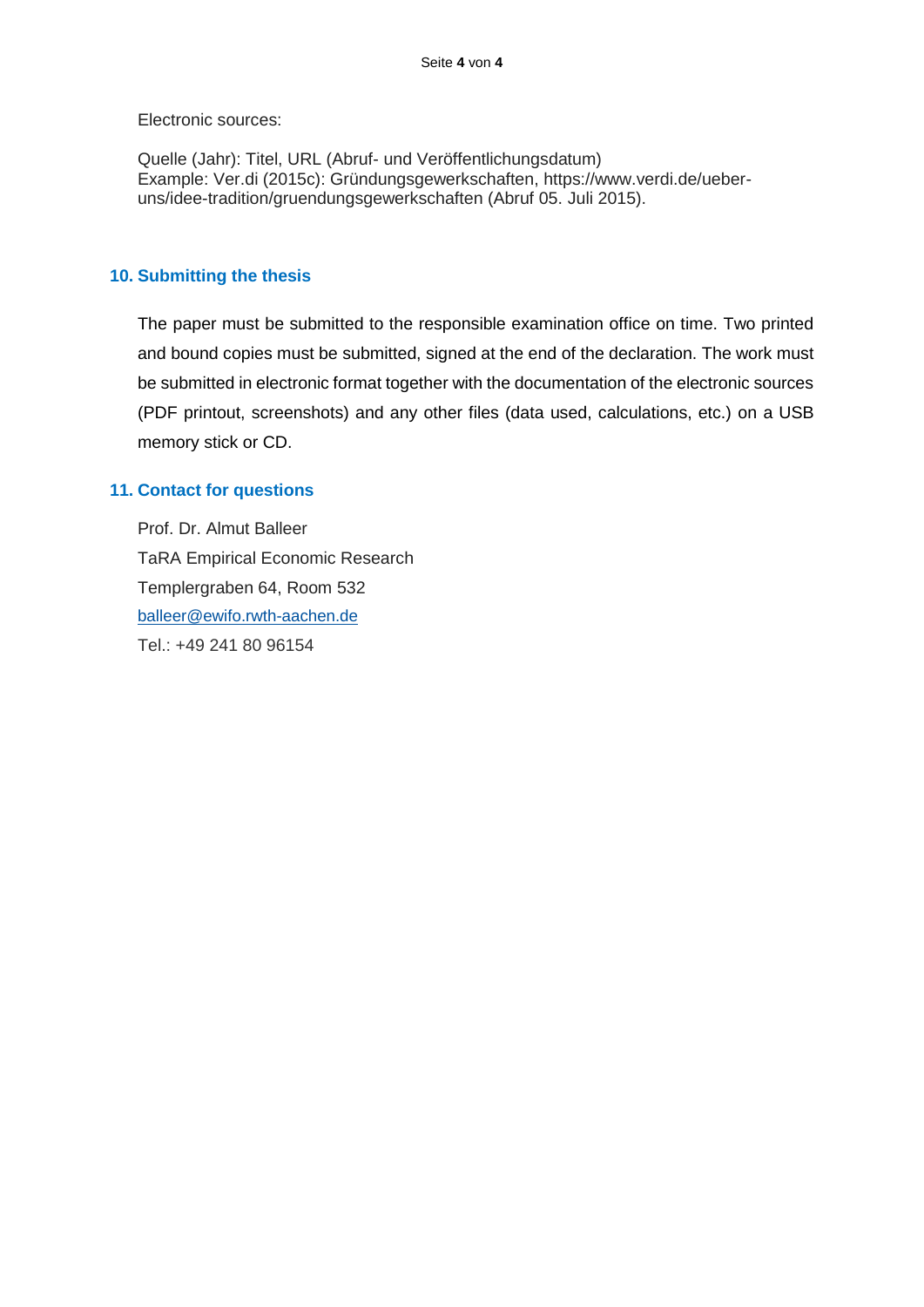Electronic sources:

Quelle (Jahr): Titel, URL (Abruf- und Veröffentlichungsdatum)
Example: Ver.di (2015c): Gründungsgewerkschaften, https://www.verdi.de/ueber-uns/idee-tradition/gruendungsgewerkschaften (Abruf 05. Juli 2015).

## 10. Submitting the thesis

The paper must be submitted to the responsible examination office on time. Two printed and bound copies must be submitted, signed at the end of the declaration. The work must be submitted in electronic format together with the documentation of the electronic sources (PDF printout, screenshots) and any other files (data used, calculations, etc.) on a USB memory stick or CD.

## 11. Contact for questions

Prof. Dr. Almut Balleer
TaRA Empirical Economic Research
Templergraben 64, Room 532
balleer@ewifo.rwth-aachen.de
Tel.: +49 241 80 96154